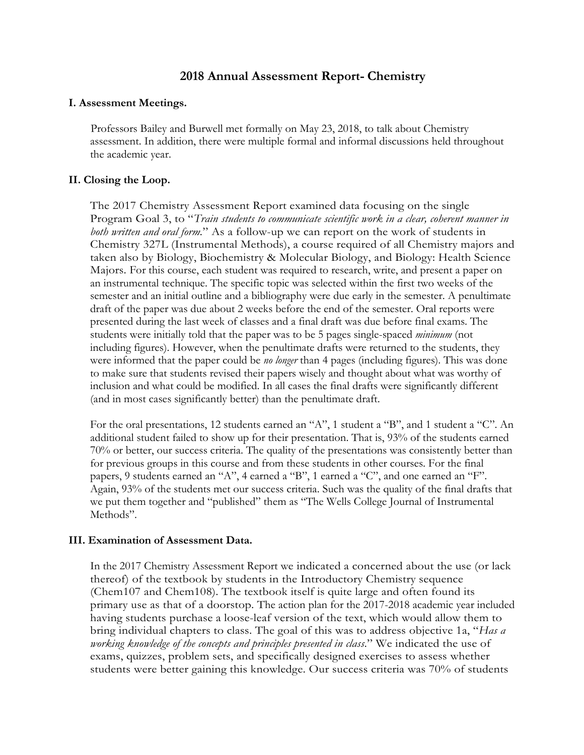# 2018 Annual Assessment Report- Chemistry

## I. Assessment Meetings.

Professors Bailey and Burwell met formally on May 23, 2018, to talk about Chemistry assessment. In addition, there were multiple formal and informal discussions held throughout the academic year.

## II. Closing the Loop.

The 2017 Chemistry Assessment Report examined data focusing on the single Program Goal 3, to "*Train students to communicate scientific work in a clear, coherent manner in both written and oral form*." As a follow-up we can report on the work of students in Chemistry 327L (Instrumental Methods), a course required of all Chemistry majors and taken also by Biology, Biochemistry & Molecular Biology, and Biology: Health Science Majors. For this course, each student was required to research, write, and present a paper on an instrumental technique. The specific topic was selected within the first two weeks of the semester and an initial outline and a bibliography were due early in the semester. A penultimate draft of the paper was due about 2 weeks before the end of the semester. Oral reports were presented during the last week of classes and a final draft was due before final exams. The students were initially told that the paper was to be 5 pages single-spaced *minimum* (not including figures). However, when the penultimate drafts were returned to the students, they were informed that the paper could be *no longer* than 4 pages (including figures). This was done to make sure that students revised their papers wisely and thought about what was worthy of inclusion and what could be modified. In all cases the final drafts were significantly different (and in most cases significantly better) than the penultimate draft.

For the oral presentations, 12 students earned an "A", 1 student a "B", and 1 student a "C". An additional student failed to show up for their presentation. That is, 93% of the students earned 70% or better, our success criteria. The quality of the presentations was consistently better than for previous groups in this course and from these students in other courses. For the final papers, 9 students earned an "A", 4 earned a "B", 1 earned a "C", and one earned an "F". Again, 93% of the students met our success criteria. Such was the quality of the final drafts that we put them together and "published" them as "The Wells College Journal of Instrumental Methods".

## III. Examination of Assessment Data.

In the 2017 Chemistry Assessment Report we indicated a concerned about the use (or lack thereof) of the textbook by students in the Introductory Chemistry sequence (Chem107 and Chem108). The textbook itself is quite large and often found its primary use as that of a doorstop. The action plan for the 2017-2018 academic year included having students purchase a loose-leaf version of the text, which would allow them to bring individual chapters to class. The goal of this was to address objective 1a, "*Has a working knowledge of the concepts and principles presented in class*." We indicated the use of exams, quizzes, problem sets, and specifically designed exercises to assess whether students were better gaining this knowledge. Our success criteria was 70% of students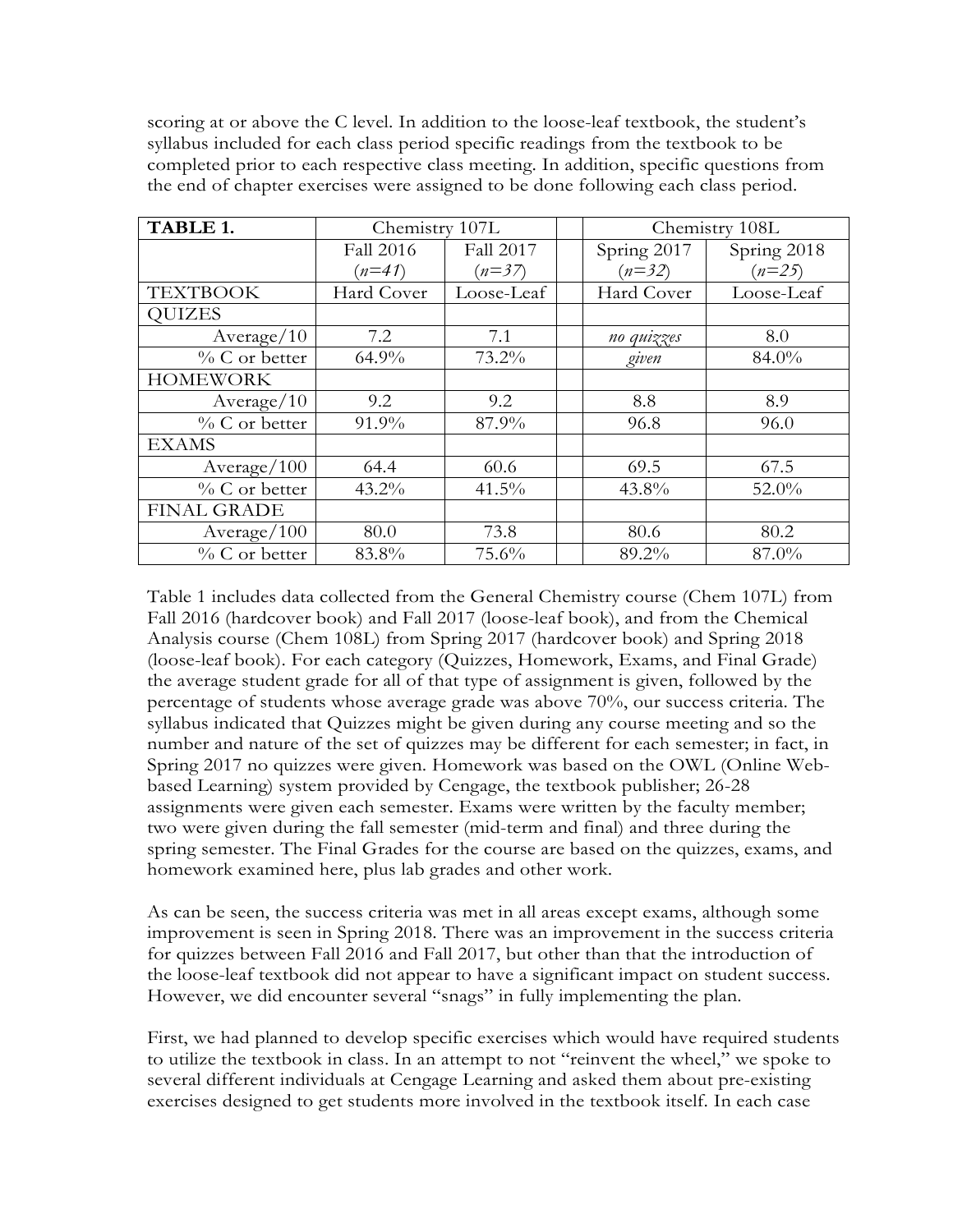scoring at or above the C level. In addition to the loose-leaf textbook, the student's syllabus included for each class period specific readings from the textbook to be completed prior to each respective class meeting. In addition, specific questions from the end of chapter exercises were assigned to be done following each class period.

| **TABLE 1.** | Chemistry 107L | | | Chemistry 108L | |
|---|---|---|---|---|---|
| | Fall 2016 (*n=41*) | Fall 2017 (*n=37*) | | Spring 2017 (*n=32*) | Spring 2018 (*n=25*) |
| TEXTBOOK | Hard Cover | Loose-Leaf | | Hard Cover | Loose-Leaf |
| QUIZES | | | | | |
| Average/10 | 7.2 | 7.1 | | *no quizzes* | 8.0 |
| % C or better | 64.9% | 73.2% | | *given* | 84.0% |
| HOMEWORK | | | | | |
| Average/10 | 9.2 | 9.2 | | 8.8 | 8.9 |
| % C or better | 91.9% | 87.9% | | 96.8 | 96.0 |
| EXAMS | | | | | |
| Average/100 | 64.4 | 60.6 | | 69.5 | 67.5 |
| % C or better | 43.2% | 41.5% | | 43.8% | 52.0% |
| FINAL GRADE | | | | | |
| Average/100 | 80.0 | 73.8 | | 80.6 | 80.2 |
| % C or better | 83.8% | 75.6% | | 89.2% | 87.0% |

Table 1 includes data collected from the General Chemistry course (Chem 107L) from Fall 2016 (hardcover book) and Fall 2017 (loose-leaf book), and from the Chemical Analysis course (Chem 108L) from Spring 2017 (hardcover book) and Spring 2018 (loose-leaf book). For each category (Quizzes, Homework, Exams, and Final Grade) the average student grade for all of that type of assignment is given, followed by the percentage of students whose average grade was above 70%, our success criteria. The syllabus indicated that Quizzes might be given during any course meeting and so the number and nature of the set of quizzes may be different for each semester; in fact, in Spring 2017 no quizzes were given. Homework was based on the OWL (Online Web-based Learning) system provided by Cengage, the textbook publisher; 26-28 assignments were given each semester. Exams were written by the faculty member; two were given during the fall semester (mid-term and final) and three during the spring semester. The Final Grades for the course are based on the quizzes, exams, and homework examined here, plus lab grades and other work.

As can be seen, the success criteria was met in all areas except exams, although some improvement is seen in Spring 2018. There was an improvement in the success criteria for quizzes between Fall 2016 and Fall 2017, but other than that the introduction of the loose-leaf textbook did not appear to have a significant impact on student success. However, we did encounter several "snags" in fully implementing the plan.

First, we had planned to develop specific exercises which would have required students to utilize the textbook in class. In an attempt to not "reinvent the wheel," we spoke to several different individuals at Cengage Learning and asked them about pre-existing exercises designed to get students more involved in the textbook itself. In each case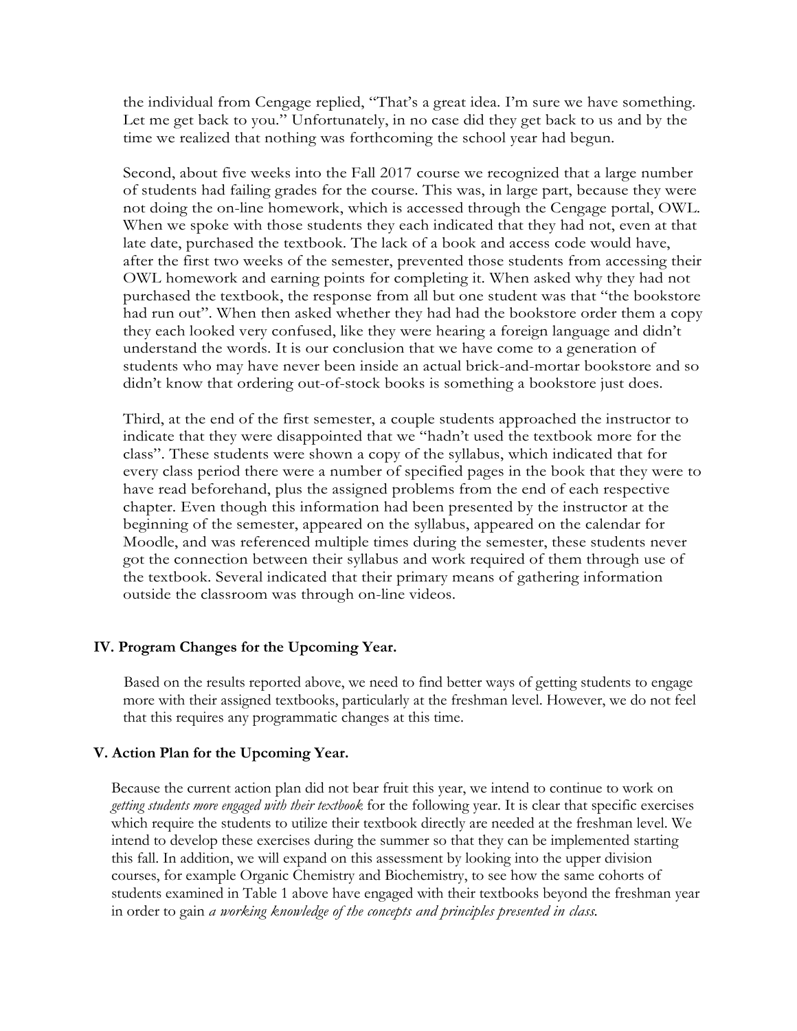the individual from Cengage replied, "That's a great idea. I'm sure we have something. Let me get back to you." Unfortunately, in no case did they get back to us and by the time we realized that nothing was forthcoming the school year had begun.

Second, about five weeks into the Fall 2017 course we recognized that a large number of students had failing grades for the course. This was, in large part, because they were not doing the on-line homework, which is accessed through the Cengage portal, OWL. When we spoke with those students they each indicated that they had not, even at that late date, purchased the textbook. The lack of a book and access code would have, after the first two weeks of the semester, prevented those students from accessing their OWL homework and earning points for completing it. When asked why they had not purchased the textbook, the response from all but one student was that "the bookstore had run out". When then asked whether they had had the bookstore order them a copy they each looked very confused, like they were hearing a foreign language and didn't understand the words. It is our conclusion that we have come to a generation of students who may have never been inside an actual brick-and-mortar bookstore and so didn't know that ordering out-of-stock books is something a bookstore just does.

Third, at the end of the first semester, a couple students approached the instructor to indicate that they were disappointed that we "hadn't used the textbook more for the class". These students were shown a copy of the syllabus, which indicated that for every class period there were a number of specified pages in the book that they were to have read beforehand, plus the assigned problems from the end of each respective chapter. Even though this information had been presented by the instructor at the beginning of the semester, appeared on the syllabus, appeared on the calendar for Moodle, and was referenced multiple times during the semester, these students never got the connection between their syllabus and work required of them through use of the textbook. Several indicated that their primary means of gathering information outside the classroom was through on-line videos.

## IV. Program Changes for the Upcoming Year.

Based on the results reported above, we need to find better ways of getting students to engage more with their assigned textbooks, particularly at the freshman level. However, we do not feel that this requires any programmatic changes at this time.

## V. Action Plan for the Upcoming Year.

Because the current action plan did not bear fruit this year, we intend to continue to work on *getting students more engaged with their textbook* for the following year. It is clear that specific exercises which require the students to utilize their textbook directly are needed at the freshman level. We intend to develop these exercises during the summer so that they can be implemented starting this fall. In addition, we will expand on this assessment by looking into the upper division courses, for example Organic Chemistry and Biochemistry, to see how the same cohorts of students examined in Table 1 above have engaged with their textbooks beyond the freshman year in order to gain *a working knowledge of the concepts and principles presented in class.*